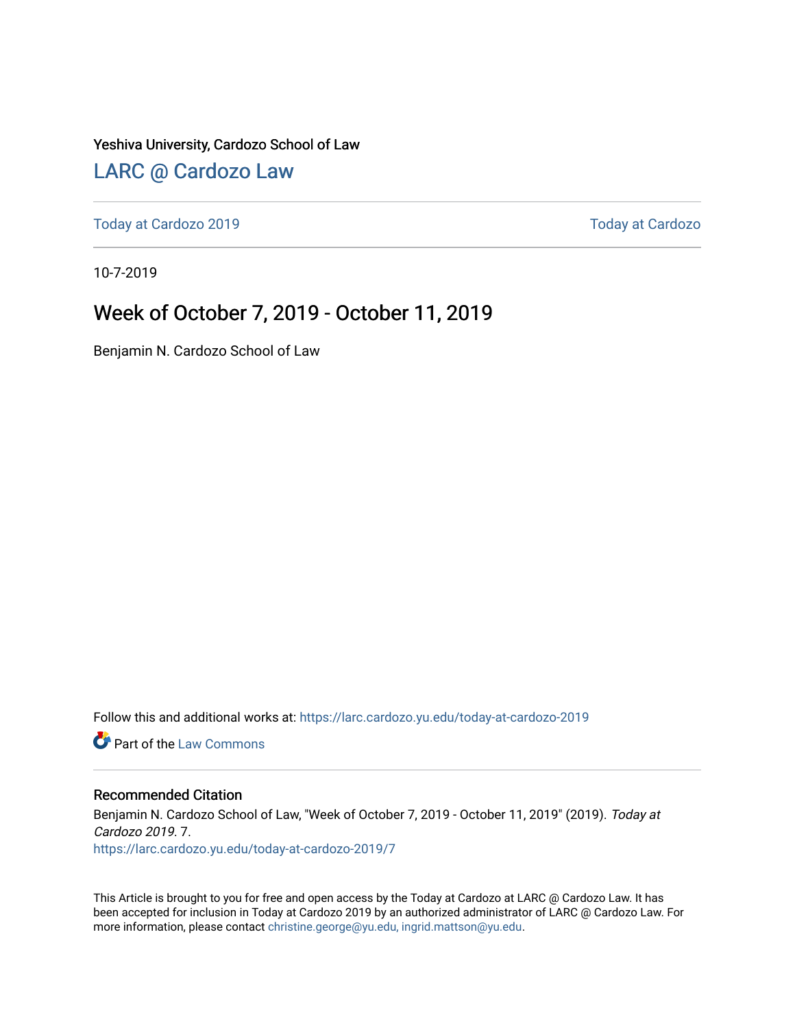Yeshiva University, Cardozo School of Law

## LARC @ Cardozo Law

Today at Cardozo 2019 | Today at Cardozo

10-7-2019

# Week of October 7, 2019 - October 11, 2019

Benjamin N. Cardozo School of Law

Follow this and additional works at: https://larc.cardozo.yu.edu/today-at-cardozo-2019

Part of the Law Commons

### Recommended Citation

Benjamin N. Cardozo School of Law, "Week of October 7, 2019 - October 11, 2019" (2019). *Today at Cardozo 2019*. 7.
https://larc.cardozo.yu.edu/today-at-cardozo-2019/7

This Article is brought to you for free and open access by the Today at Cardozo at LARC @ Cardozo Law. It has been accepted for inclusion in Today at Cardozo 2019 by an authorized administrator of LARC @ Cardozo Law. For more information, please contact christine.george@yu.edu, ingrid.mattson@yu.edu.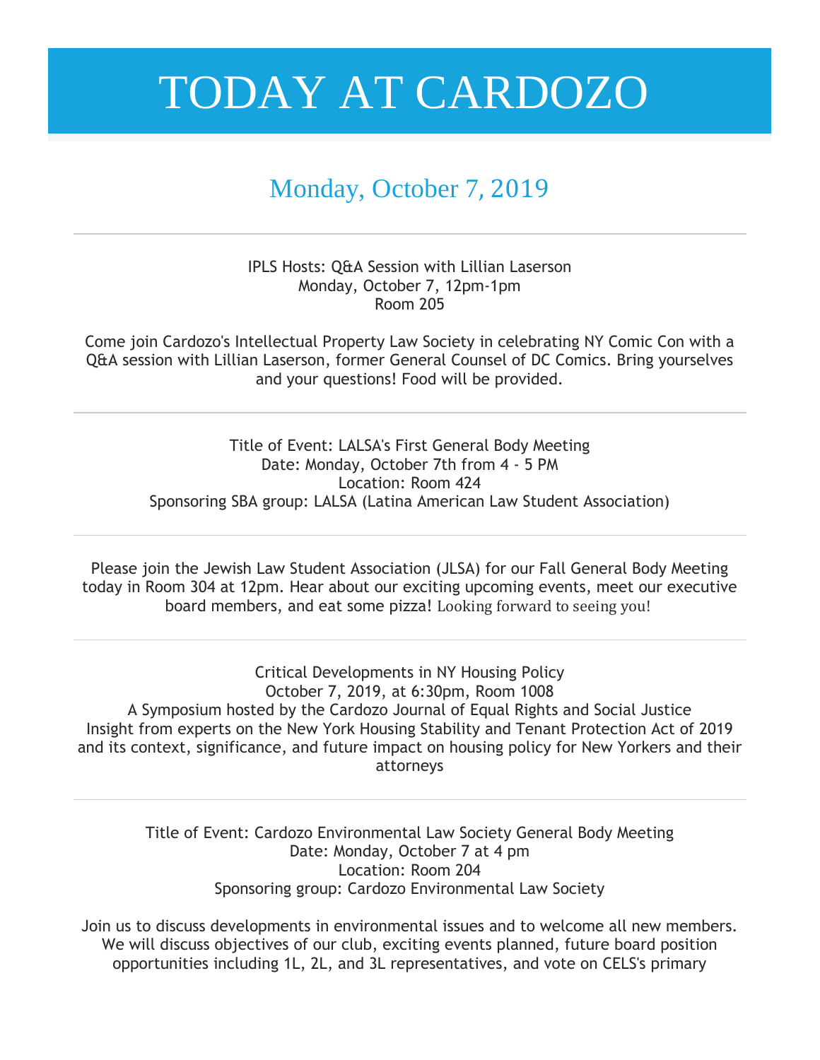# TODAY AT CARDOZO

## Monday, October 7, 2019

---

IPLS Hosts: Q&A Session with Lillian Laserson
Monday, October 7, 12pm-1pm
Room 205

Come join Cardozo's Intellectual Property Law Society in celebrating NY Comic Con with a Q&A session with Lillian Laserson, former General Counsel of DC Comics. Bring yourselves and your questions! Food will be provided.

---

Title of Event: LALSA's First General Body Meeting
Date: Monday, October 7th from 4 - 5 PM
Location: Room 424
Sponsoring SBA group: LALSA (Latina American Law Student Association)

---

Please join the Jewish Law Student Association (JLSA) for our Fall General Body Meeting today in Room 304 at 12pm. Hear about our exciting upcoming events, meet our executive board members, and eat some pizza! Looking forward to seeing you!

---

Critical Developments in NY Housing Policy
October 7, 2019, at 6:30pm, Room 1008
A Symposium hosted by the Cardozo Journal of Equal Rights and Social Justice
Insight from experts on the New York Housing Stability and Tenant Protection Act of 2019 and its context, significance, and future impact on housing policy for New Yorkers and their attorneys

---

Title of Event: Cardozo Environmental Law Society General Body Meeting
Date: Monday, October 7 at 4 pm
Location: Room 204
Sponsoring group: Cardozo Environmental Law Society

Join us to discuss developments in environmental issues and to welcome all new members. We will discuss objectives of our club, exciting events planned, future board position opportunities including 1L, 2L, and 3L representatives, and vote on CELS's primary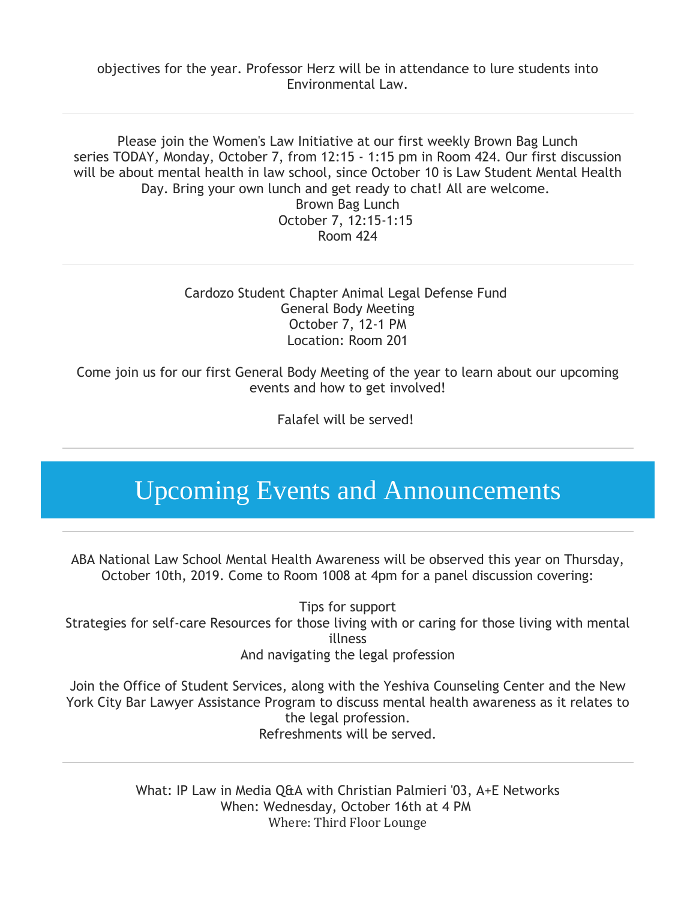objectives for the year. Professor Herz will be in attendance to lure students into Environmental Law.

---

Please join the Women's Law Initiative at our first weekly Brown Bag Lunch series TODAY, Monday, October 7, from 12:15 - 1:15 pm in Room 424. Our first discussion will be about mental health in law school, since October 10 is Law Student Mental Health Day. Bring your own lunch and get ready to chat! All are welcome.

Brown Bag Lunch
October 7, 12:15-1:15
Room 424

---

Cardozo Student Chapter Animal Legal Defense Fund
General Body Meeting
October 7, 12-1 PM
Location: Room 201

Come join us for our first General Body Meeting of the year to learn about our upcoming events and how to get involved!

Falafel will be served!

---

# Upcoming Events and Announcements

---

ABA National Law School Mental Health Awareness will be observed this year on Thursday, October 10th, 2019. Come to Room 1008 at 4pm for a panel discussion covering:

Tips for support
Strategies for self-care Resources for those living with or caring for those living with mental illness
And navigating the legal profession

Join the Office of Student Services, along with the Yeshiva Counseling Center and the New York City Bar Lawyer Assistance Program to discuss mental health awareness as it relates to the legal profession.
Refreshments will be served.

---

What: IP Law in Media Q&A with Christian Palmieri '03, A+E Networks
When: Wednesday, October 16th at 4 PM
Where: Third Floor Lounge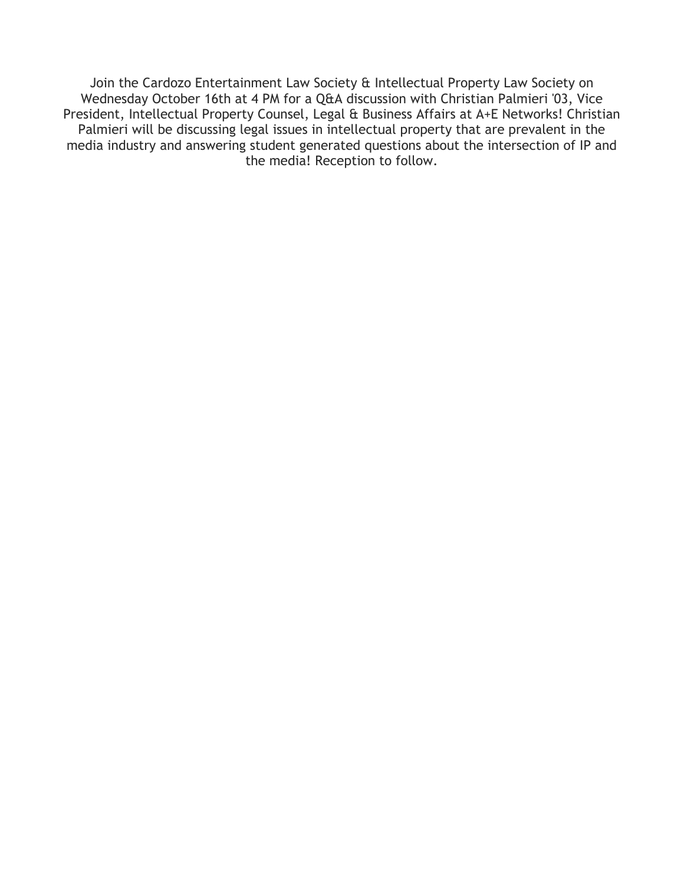Join the Cardozo Entertainment Law Society & Intellectual Property Law Society on Wednesday October 16th at 4 PM for a Q&A discussion with Christian Palmieri '03, Vice President, Intellectual Property Counsel, Legal & Business Affairs at A+E Networks! Christian Palmieri will be discussing legal issues in intellectual property that are prevalent in the media industry and answering student generated questions about the intersection of IP and the media! Reception to follow.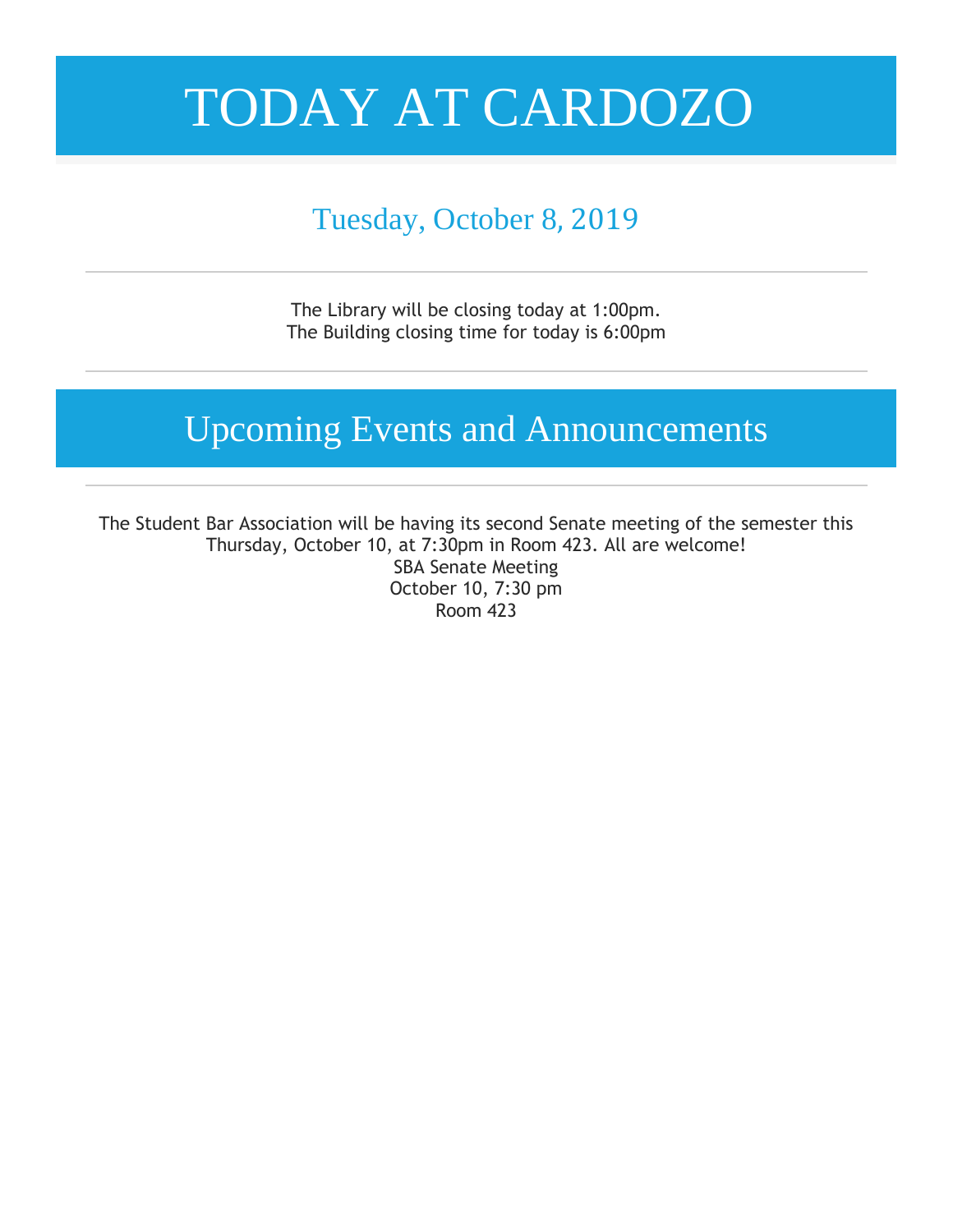# TODAY AT CARDOZO

## Tuesday, October 8, 2019

---

The Library will be closing today at 1:00pm.
The Building closing time for today is 6:00pm

---

## Upcoming Events and Announcements

---

The Student Bar Association will be having its second Senate meeting of the semester this Thursday, October 10, at 7:30pm in Room 423. All are welcome!

SBA Senate Meeting
October 10, 7:30 pm
Room 423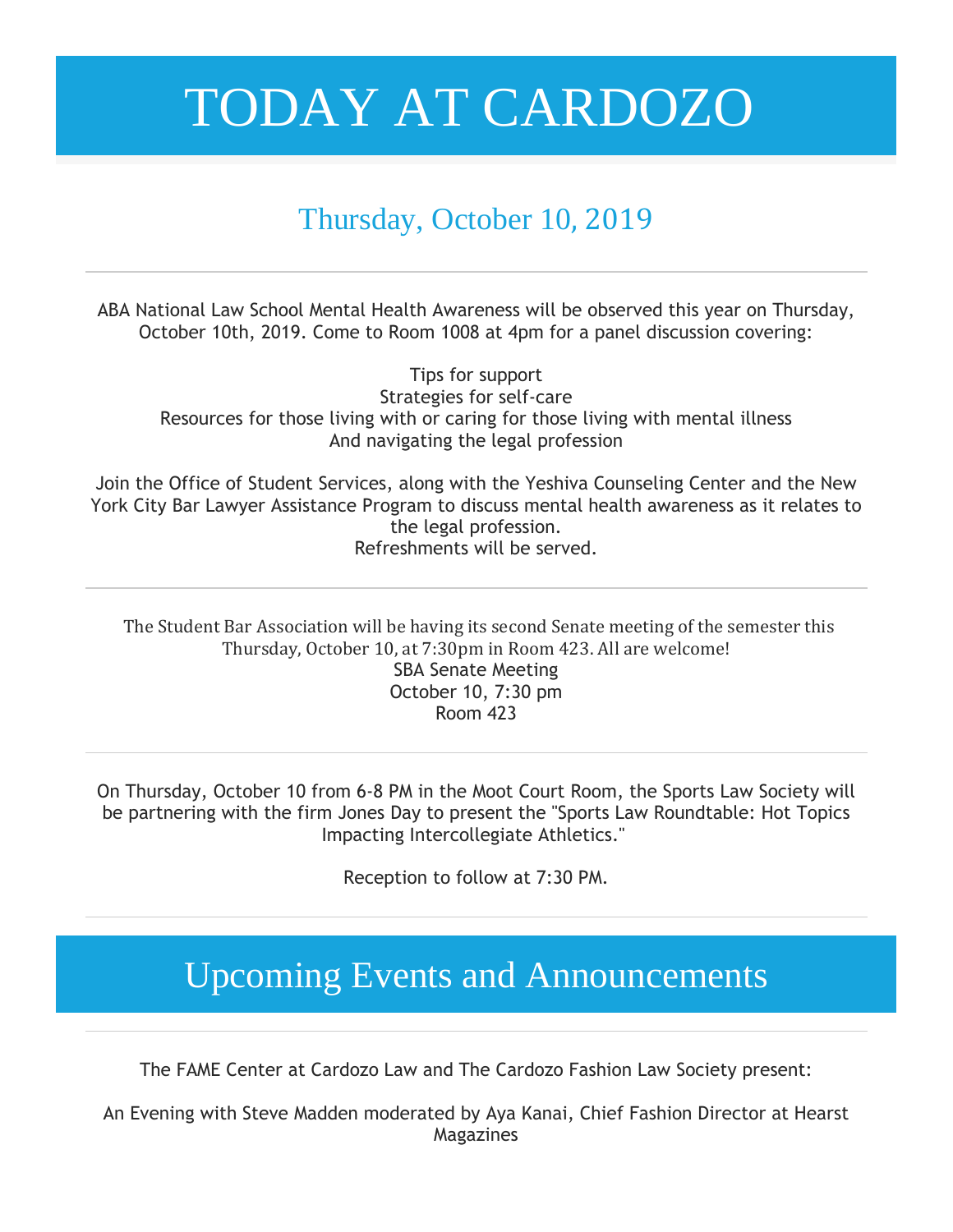# TODAY AT CARDOZO

## Thursday, October 10, 2019

---

ABA National Law School Mental Health Awareness will be observed this year on Thursday, October 10th, 2019. Come to Room 1008 at 4pm for a panel discussion covering:

Tips for support
Strategies for self-care
Resources for those living with or caring for those living with mental illness
And navigating the legal profession

Join the Office of Student Services, along with the Yeshiva Counseling Center and the New York City Bar Lawyer Assistance Program to discuss mental health awareness as it relates to the legal profession.
Refreshments will be served.

---

The Student Bar Association will be having its second Senate meeting of the semester this Thursday, October 10, at 7:30pm in Room 423. All are welcome!
SBA Senate Meeting
October 10, 7:30 pm
Room 423

---

On Thursday, October 10 from 6-8 PM in the Moot Court Room, the Sports Law Society will be partnering with the firm Jones Day to present the "Sports Law Roundtable: Hot Topics Impacting Intercollegiate Athletics."

Reception to follow at 7:30 PM.

---

## Upcoming Events and Announcements

---

The FAME Center at Cardozo Law and The Cardozo Fashion Law Society present:

An Evening with Steve Madden moderated by Aya Kanai, Chief Fashion Director at Hearst Magazines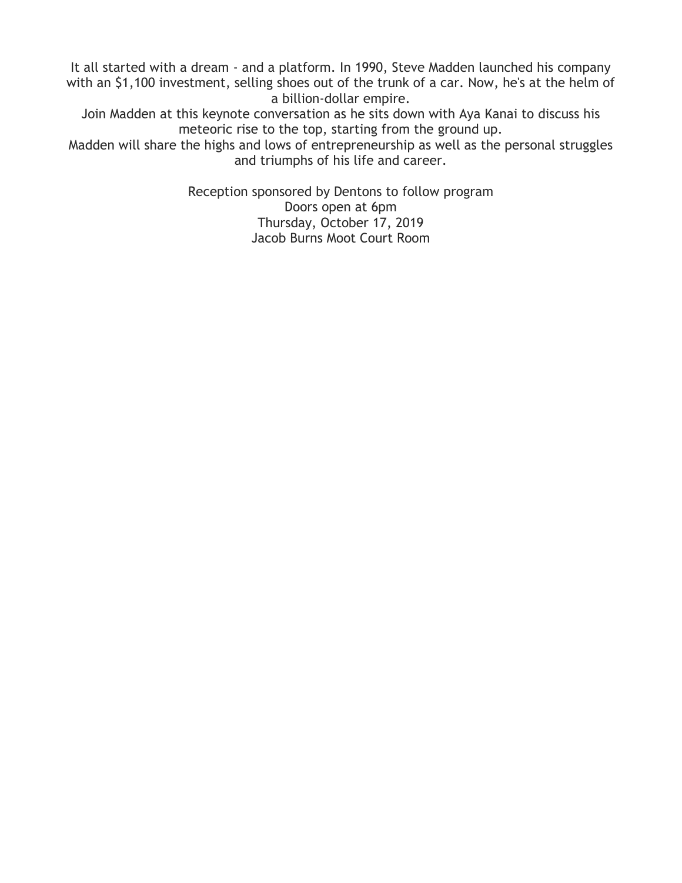It all started with a dream - and a platform. In 1990, Steve Madden launched his company with an $1,100 investment, selling shoes out of the trunk of a car. Now, he's at the helm of a billion-dollar empire.

Join Madden at this keynote conversation as he sits down with Aya Kanai to discuss his meteoric rise to the top, starting from the ground up.

Madden will share the highs and lows of entrepreneurship as well as the personal struggles and triumphs of his life and career.

Reception sponsored by Dentons to follow program
Doors open at 6pm
Thursday, October 17, 2019
Jacob Burns Moot Court Room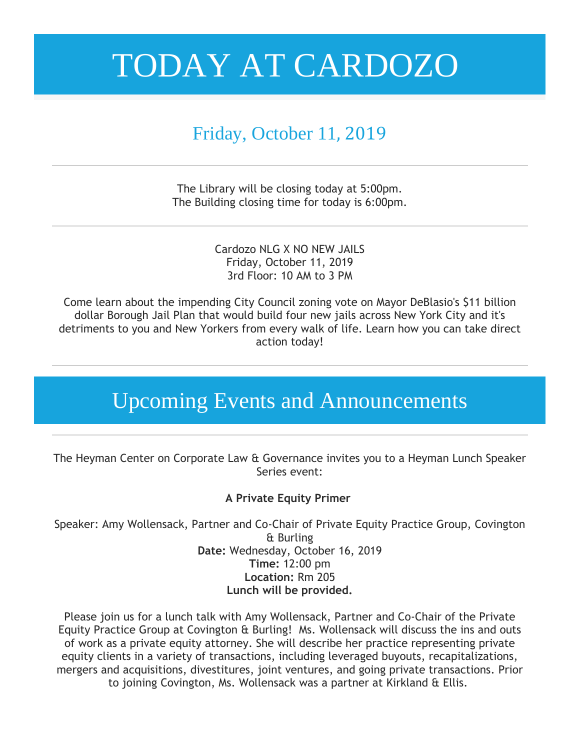# TODAY AT CARDOZO

## Friday, October 11, 2019

---

The Library will be closing today at 5:00pm.
The Building closing time for today is 6:00pm.

---

Cardozo NLG X NO NEW JAILS
Friday, October 11, 2019
3rd Floor: 10 AM to 3 PM

Come learn about the impending City Council zoning vote on Mayor DeBlasio's $11 billion dollar Borough Jail Plan that would build four new jails across New York City and it's detriments to you and New Yorkers from every walk of life. Learn how you can take direct action today!

---

# Upcoming Events and Announcements

---

The Heyman Center on Corporate Law & Governance invites you to a Heyman Lunch Speaker Series event:

**A Private Equity Primer**

Speaker: Amy Wollensack, Partner and Co-Chair of Private Equity Practice Group, Covington & Burling
**Date:** Wednesday, October 16, 2019
**Time:** 12:00 pm
**Location:** Rm 205
**Lunch will be provided.**

Please join us for a lunch talk with Amy Wollensack, Partner and Co-Chair of the Private Equity Practice Group at Covington & Burling! Ms. Wollensack will discuss the ins and outs of work as a private equity attorney. She will describe her practice representing private equity clients in a variety of transactions, including leveraged buyouts, recapitalizations, mergers and acquisitions, divestitures, joint ventures, and going private transactions. Prior to joining Covington, Ms. Wollensack was a partner at Kirkland & Ellis.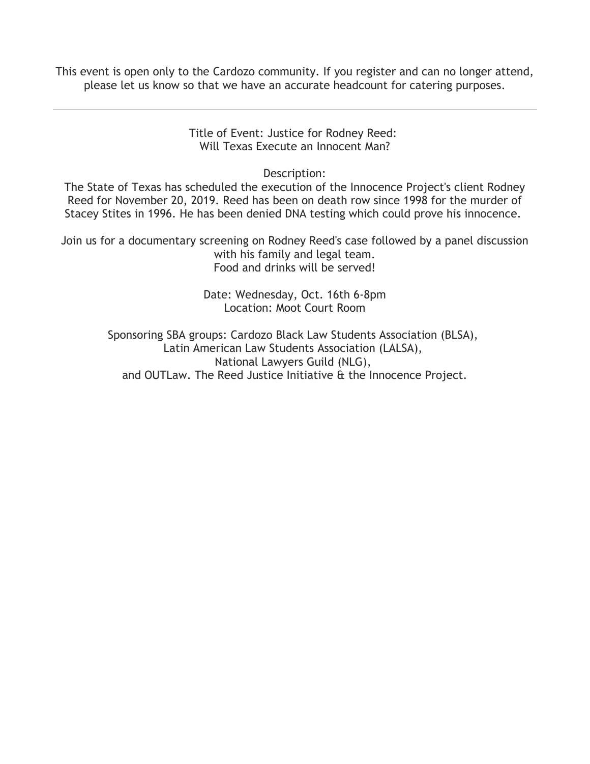This event is open only to the Cardozo community. If you register and can no longer attend, please let us know so that we have an accurate headcount for catering purposes.

---

Title of Event: Justice for Rodney Reed:
Will Texas Execute an Innocent Man?

Description:
The State of Texas has scheduled the execution of the Innocence Project's client Rodney Reed for November 20, 2019. Reed has been on death row since 1998 for the murder of Stacey Stites in 1996. He has been denied DNA testing which could prove his innocence.

Join us for a documentary screening on Rodney Reed's case followed by a panel discussion with his family and legal team.
Food and drinks will be served!

Date: Wednesday, Oct. 16th 6-8pm
Location: Moot Court Room

Sponsoring SBA groups: Cardozo Black Law Students Association (BLSA),
Latin American Law Students Association (LALSA),
National Lawyers Guild (NLG),
and OUTLaw. The Reed Justice Initiative & the Innocence Project.